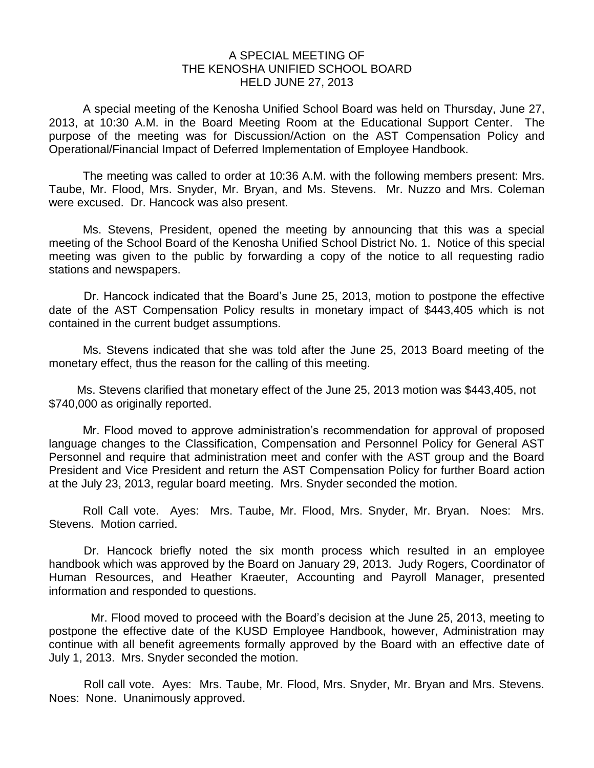# A SPECIAL MEETING OF THE KENOSHA UNIFIED SCHOOL BOARD HELD JUNE 27, 2013

A special meeting of the Kenosha Unified School Board was held on Thursday, June 27, 2013, at 10:30 A.M. in the Board Meeting Room at the Educational Support Center. The purpose of the meeting was for Discussion/Action on the AST Compensation Policy and Operational/Financial Impact of Deferred Implementation of Employee Handbook.

The meeting was called to order at 10:36 A.M. with the following members present: Mrs. Taube, Mr. Flood, Mrs. Snyder, Mr. Bryan, and Ms. Stevens. Mr. Nuzzo and Mrs. Coleman were excused. Dr. Hancock was also present.

Ms. Stevens, President, opened the meeting by announcing that this was a special meeting of the School Board of the Kenosha Unified School District No. 1. Notice of this special meeting was given to the public by forwarding a copy of the notice to all requesting radio stations and newspapers.

Dr. Hancock indicated that the Board's June 25, 2013, motion to postpone the effective date of the AST Compensation Policy results in monetary impact of $443,405 which is not contained in the current budget assumptions.

Ms. Stevens indicated that she was told after the June 25, 2013 Board meeting of the monetary effect, thus the reason for the calling of this meeting.

Ms. Stevens clarified that monetary effect of the June 25, 2013 motion was $443,405, not $740,000 as originally reported.

Mr. Flood moved to approve administration's recommendation for approval of proposed language changes to the Classification, Compensation and Personnel Policy for General AST Personnel and require that administration meet and confer with the AST group and the Board President and Vice President and return the AST Compensation Policy for further Board action at the July 23, 2013, regular board meeting. Mrs. Snyder seconded the motion.

Roll Call vote. Ayes: Mrs. Taube, Mr. Flood, Mrs. Snyder, Mr. Bryan. Noes: Mrs. Stevens. Motion carried.

Dr. Hancock briefly noted the six month process which resulted in an employee handbook which was approved by the Board on January 29, 2013. Judy Rogers, Coordinator of Human Resources, and Heather Kraeuter, Accounting and Payroll Manager, presented information and responded to questions.

Mr. Flood moved to proceed with the Board's decision at the June 25, 2013, meeting to postpone the effective date of the KUSD Employee Handbook, however, Administration may continue with all benefit agreements formally approved by the Board with an effective date of July 1, 2013. Mrs. Snyder seconded the motion.

Roll call vote. Ayes: Mrs. Taube, Mr. Flood, Mrs. Snyder, Mr. Bryan and Mrs. Stevens. Noes: None. Unanimously approved.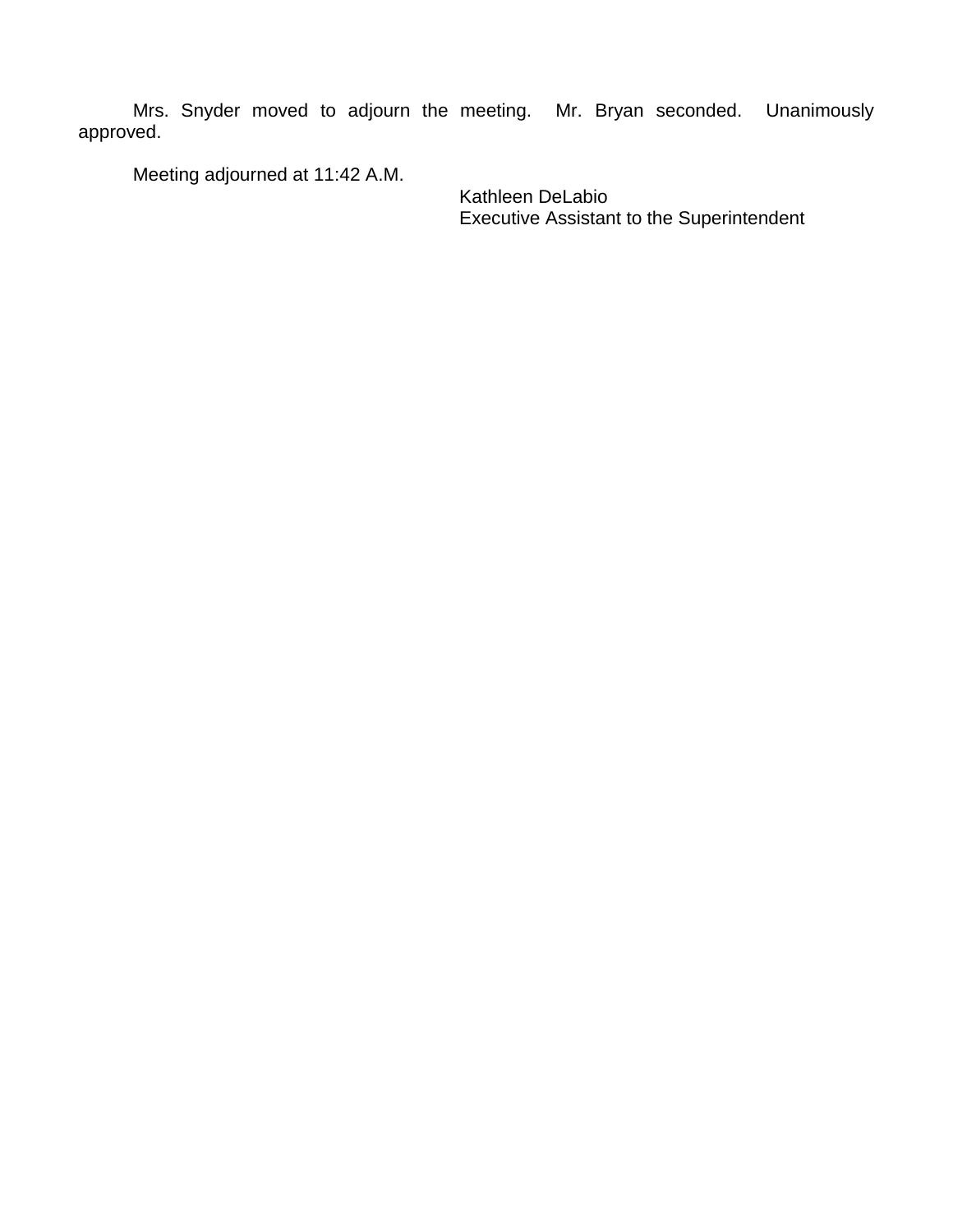Mrs. Snyder moved to adjourn the meeting. Mr. Bryan seconded. Unanimously approved.

Meeting adjourned at 11:42 A.M.

Kathleen DeLabio
Executive Assistant to the Superintendent